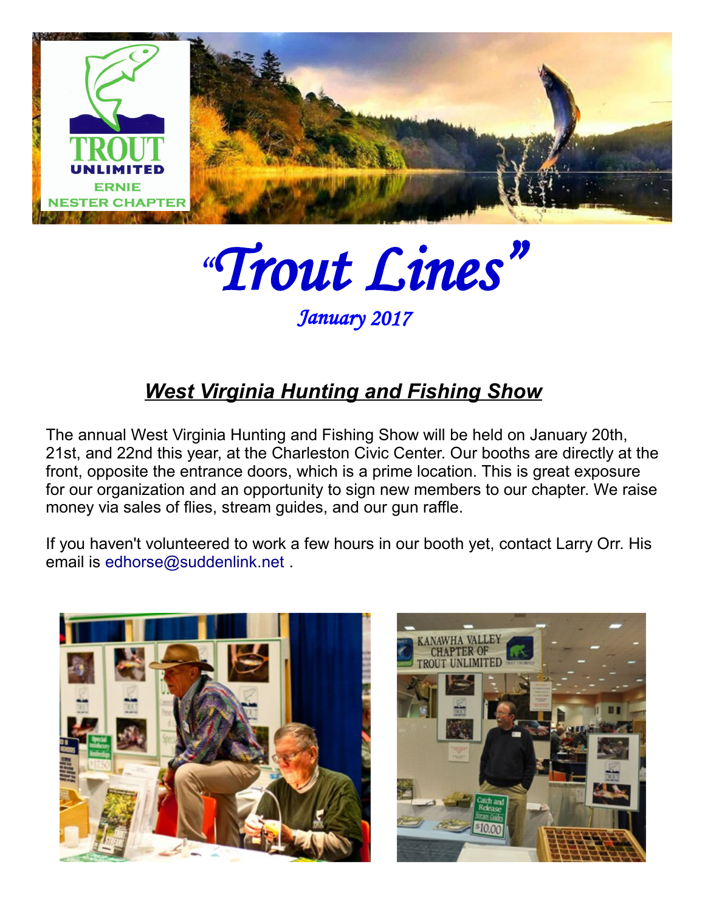# "Trout Lines"

*January 2017*

## ***West Virginia Hunting and Fishing Show***

The annual West Virginia Hunting and Fishing Show will be held on January 20th, 21st, and 22nd this year, at the Charleston Civic Center. Our booths are directly at the front, opposite the entrance doors, which is a prime location. This is great exposure for our organization and an opportunity to sign new members to our chapter. We raise money via sales of flies, stream guides, and our gun raffle.

If you haven't volunteered to work a few hours in our booth yet, contact Larry Orr. His email is edhorse@suddenlink.net .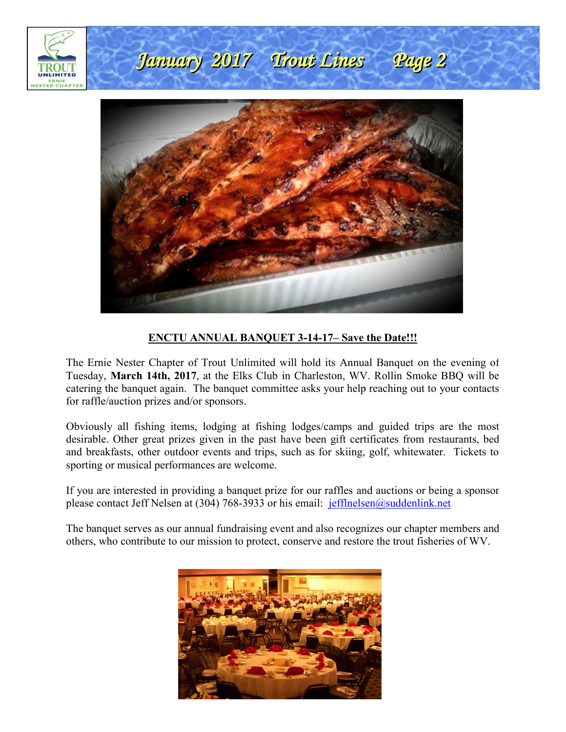## ENCTU ANNUAL BANQUET 3-14-17– Save the Date!!!

The Ernie Nester Chapter of Trout Unlimited will hold its Annual Banquet on the evening of Tuesday, **March 14th, 2017**, at the Elks Club in Charleston, WV. Rollin Smoke BBQ will be catering the banquet again. The banquet committee asks your help reaching out to your contacts for raffle/auction prizes and/or sponsors.

Obviously all fishing items, lodging at fishing lodges/camps and guided trips are the most desirable. Other great prizes given in the past have been gift certificates from restaurants, bed and breakfasts, other outdoor events and trips, such as for skiing, golf, whitewater. Tickets to sporting or musical performances are welcome.

If you are interested in providing a banquet prize for our raffles and auctions or being a sponsor please contact Jeff Nelsen at (304) 768-3933 or his email: jefflnelsen@suddenlink.net

The banquet serves as our annual fundraising event and also recognizes our chapter members and others, who contribute to our mission to protect, conserve and restore the trout fisheries of WV.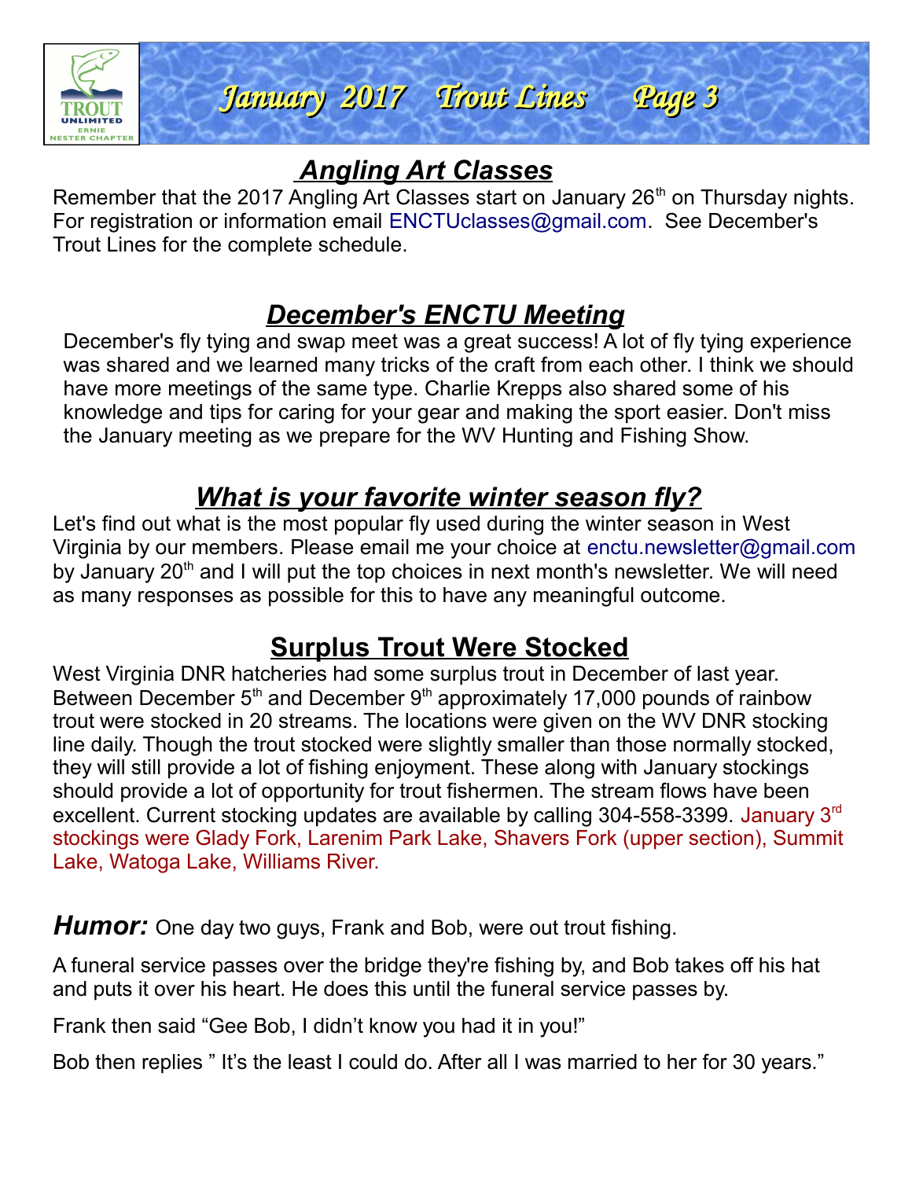## Angling Art Classes

Remember that the 2017 Angling Art Classes start on January 26th on Thursday nights. For registration or information email ENCTUclasses@gmail.com. See December's Trout Lines for the complete schedule.

## December's ENCTU Meeting

December's fly tying and swap meet was a great success! A lot of fly tying experience was shared and we learned many tricks of the craft from each other. I think we should have more meetings of the same type. Charlie Krepps also shared some of his knowledge and tips for caring for your gear and making the sport easier. Don't miss the January meeting as we prepare for the WV Hunting and Fishing Show.

## What is your favorite winter season fly?

Let's find out what is the most popular fly used during the winter season in West Virginia by our members. Please email me your choice at enctu.newsletter@gmail.com by January 20th and I will put the top choices in next month's newsletter. We will need as many responses as possible for this to have any meaningful outcome.

## Surplus Trout Were Stocked

West Virginia DNR hatcheries had some surplus trout in December of last year. Between December 5th and December 9th approximately 17,000 pounds of rainbow trout were stocked in 20 streams. The locations were given on the WV DNR stocking line daily. Though the trout stocked were slightly smaller than those normally stocked, they will still provide a lot of fishing enjoyment. These along with January stockings should provide a lot of opportunity for trout fishermen. The stream flows have been excellent. Current stocking updates are available by calling 304-558-3399. January 3rd stockings were Glady Fork, Larenim Park Lake, Shavers Fork (upper section), Summit Lake, Watoga Lake, Williams River.

***Humor:*** One day two guys, Frank and Bob, were out trout fishing.

A funeral service passes over the bridge they're fishing by, and Bob takes off his hat and puts it over his heart. He does this until the funeral service passes by.

Frank then said "Gee Bob, I didn't know you had it in you!"

Bob then replies " It's the least I could do. After all I was married to her for 30 years."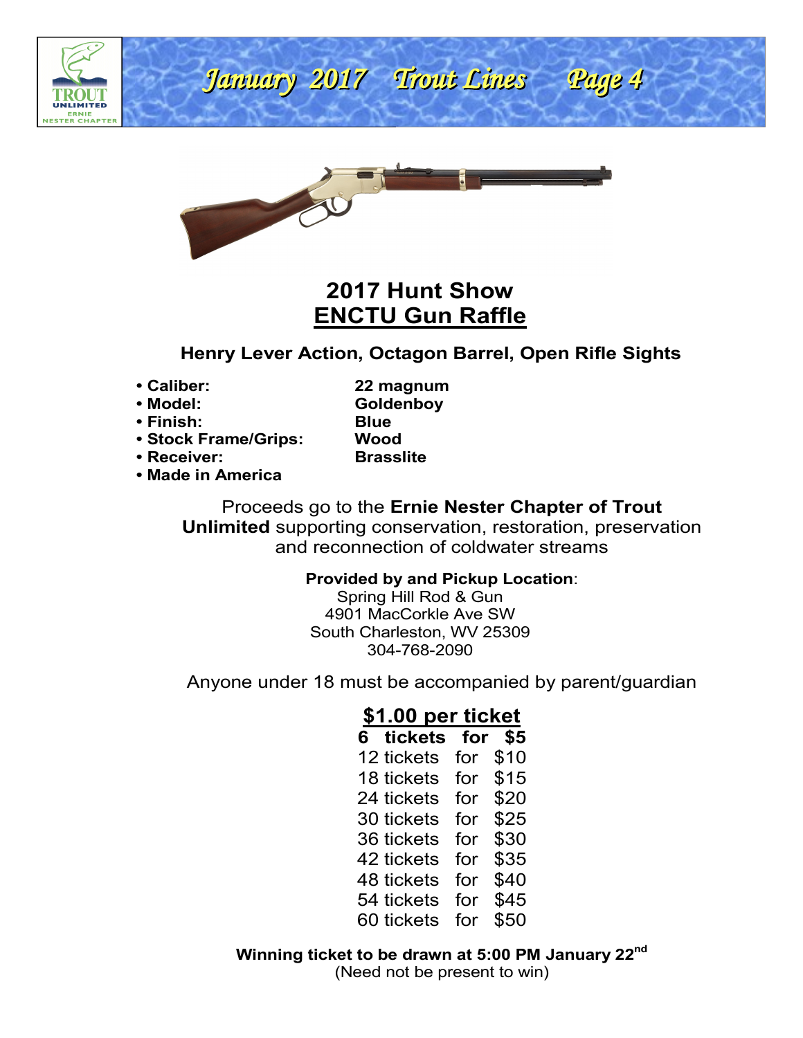## 2017 Hunt Show
## ENCTU Gun Raffle

**Henry Lever Action, Octagon Barrel, Open Rifle Sights**

- **Caliber:** **22 magnum**
- **Model:** **Goldenboy**
- **Finish:** **Blue**
- **Stock Frame/Grips:** **Wood**
- **Receiver:** **Brasslite**
- **Made in America**

Proceeds go to the **Ernie Nester Chapter of Trout Unlimited** supporting conservation, restoration, preservation and reconnection of coldwater streams

**Provided by and Pickup Location**:
Spring Hill Rod & Gun
4901 MacCorkle Ave SW
South Charleston, WV 25309
304-768-2090

Anyone under 18 must be accompanied by parent/guardian

**$1.00 per ticket**

**6 tickets for $5**
12 tickets for $10
18 tickets for $15
24 tickets for $20
30 tickets for $25
36 tickets for $30
42 tickets for $35
48 tickets for $40
54 tickets for $45
60 tickets for $50

**Winning ticket to be drawn at 5:00 PM January 22nd**
(Need not be present to win)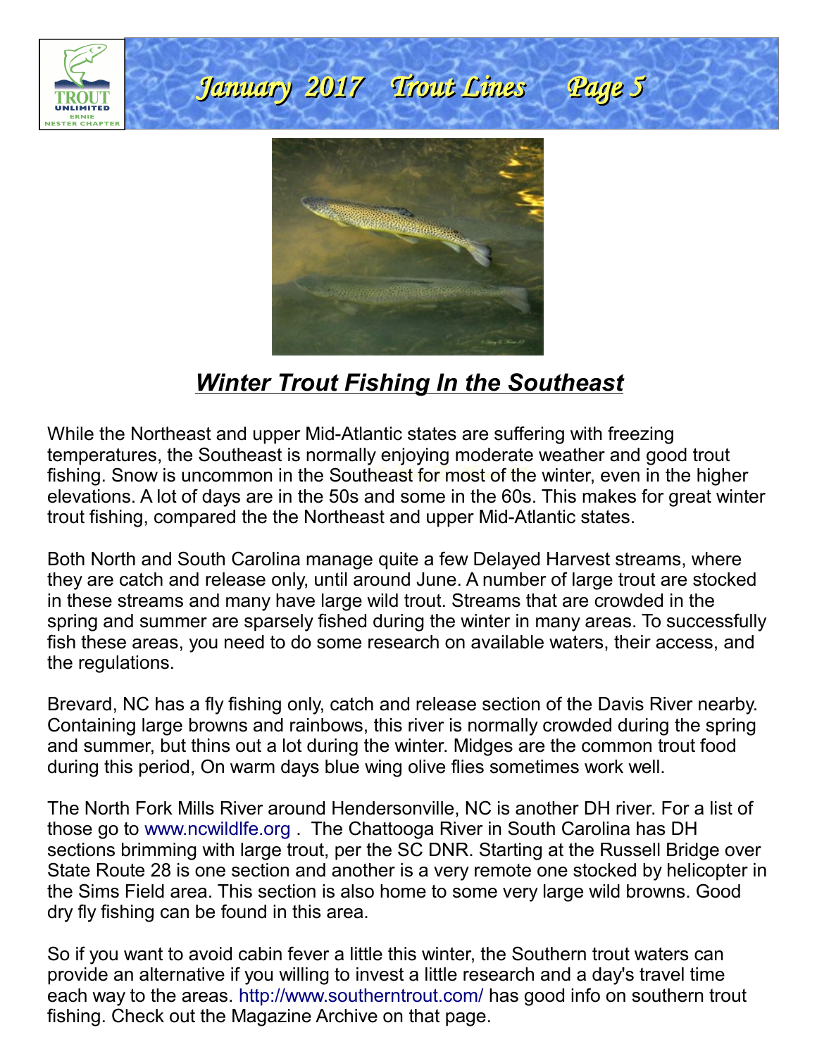## *Winter Trout Fishing In the Southeast*

While the Northeast and upper Mid-Atlantic states are suffering with freezing temperatures, the Southeast is normally enjoying moderate weather and good trout fishing. Snow is uncommon in the Southeast for most of the winter, even in the higher elevations. A lot of days are in the 50s and some in the 60s. This makes for great winter trout fishing, compared the the Northeast and upper Mid-Atlantic states.

Both North and South Carolina manage quite a few Delayed Harvest streams, where they are catch and release only, until around June. A number of large trout are stocked in these streams and many have large wild trout. Streams that are crowded in the spring and summer are sparsely fished during the winter in many areas. To successfully fish these areas, you need to do some research on available waters, their access, and the regulations.

Brevard, NC has a fly fishing only, catch and release section of the Davis River nearby. Containing large browns and rainbows, this river is normally crowded during the spring and summer, but thins out a lot during the winter. Midges are the common trout food during this period, On warm days blue wing olive flies sometimes work well.

The North Fork Mills River around Hendersonville, NC is another DH river. For a list of those go to www.ncwildlfe.org . The Chattooga River in South Carolina has DH sections brimming with large trout, per the SC DNR. Starting at the Russell Bridge over State Route 28 is one section and another is a very remote one stocked by helicopter in the Sims Field area. This section is also home to some very large wild browns. Good dry fly fishing can be found in this area.

So if you want to avoid cabin fever a little this winter, the Southern trout waters can provide an alternative if you willing to invest a little research and a day's travel time each way to the areas. http://www.southerntrout.com/ has good info on southern trout fishing. Check out the Magazine Archive on that page.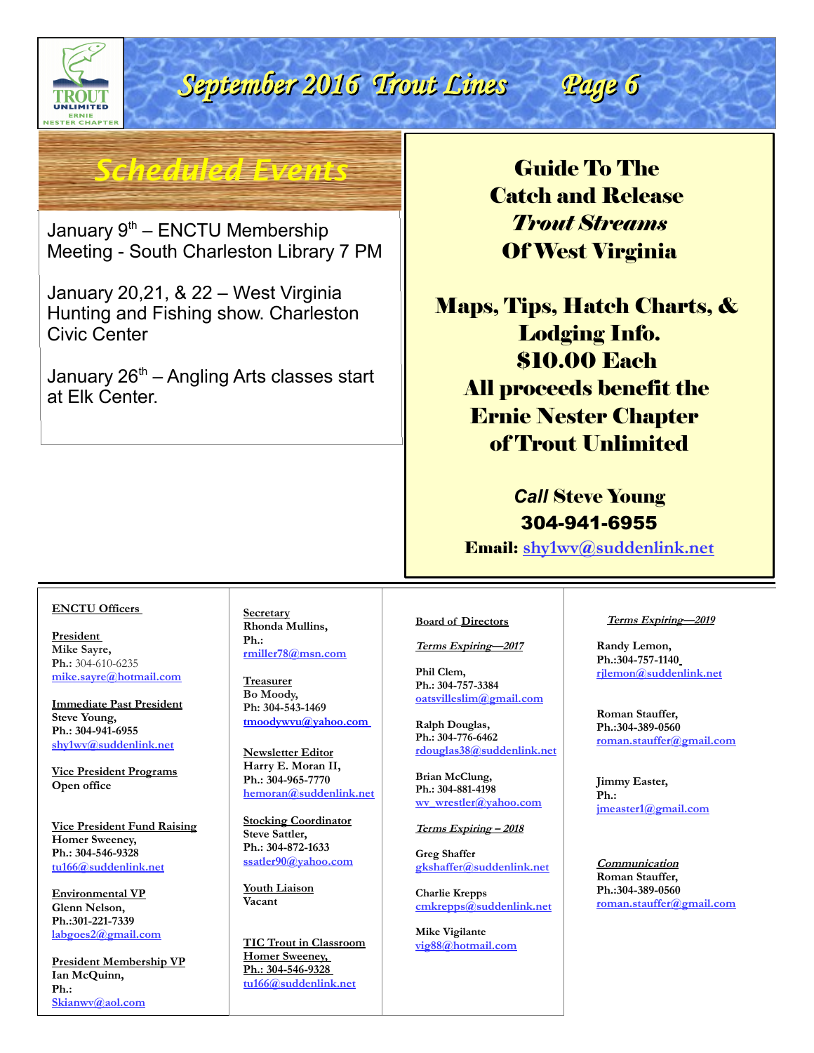## Scheduled Events

January 9th – ENCTU Membership Meeting - South Charleston Library 7 PM

January 20,21, & 22 – West Virginia Hunting and Fishing show. Charleston Civic Center

January 26th – Angling Arts classes start at Elk Center.

## Guide To The Catch and Release *Trout Streams* Of West Virginia

**Maps, Tips, Hatch Charts, & Lodging Info.**
**$10.00 Each**
**All proceeds benefit the Ernie Nester Chapter of Trout Unlimited**

***Call*** **Steve Young**
**304-941-6955**
**Email: shy1wv@suddenlink.net**

---

**ENCTU Officers**

**President**
Mike Sayre,
Ph.: 304-610-6235
mike.sayre@hotmail.com

**Immediate Past President**
Steve Young,
Ph.: 304-941-6955
shy1wv@suddenlink.net

**Vice President Programs**
Open office

**Vice President Fund Raising**
Homer Sweeney,
Ph.: 304-546-9328
tu166@suddenlink.net

**Environmental VP**
Glenn Nelson,
Ph.:301-221-7339
labgoes2@gmail.com

**President Membership VP**
Ian McQuinn,
Ph.:
Skianwv@aol.com

**Secretary**
Rhonda Mullins,
Ph.:
rmiller78@msn.com

**Treasurer**
Bo Moody,
Ph: 304-543-1469
tmoodywvu@yahoo.com

**Newsletter Editor**
Harry E. Moran II,
Ph.: 304-965-7770
hemoran@suddenlink.net

**Stocking Coordinator**
Steve Sattler,
Ph.: 304-872-1633
ssatler90@yahoo.com

**Youth Liaison**
Vacant

**TIC Trout in Classroom**
Homer Sweeney,
Ph.: 304-546-9328
tu166@suddenlink.net

**Board of Directors**

***Terms Expiring—2017***

Phil Clem,
Ph.: 304-757-3384
oatsvilleslim@gmail.com

Ralph Douglas,
Ph.: 304-776-6462
rdouglas38@suddenlink.net

Brian McClung,
Ph.: 304-881-4198
wv_wrestler@yahoo.com

***Terms Expiring – 2018***

Greg Shaffer
gkshaffer@suddenlink.net

Charlie Krepps
cmkrepps@suddenlink.net

Mike Vigilante
vig88@hotmail.com

***Terms Expiring—2019***

Randy Lemon,
Ph.:304-757-1140
rjlemon@suddenlink.net

Roman Stauffer,
Ph.:304-389-0560
roman.stauffer@gmail.com

Jimmy Easter,
Ph.:
jmeaster1@gmail.com

***Communication***
Roman Stauffer,
Ph.:304-389-0560
roman.stauffer@gmail.com